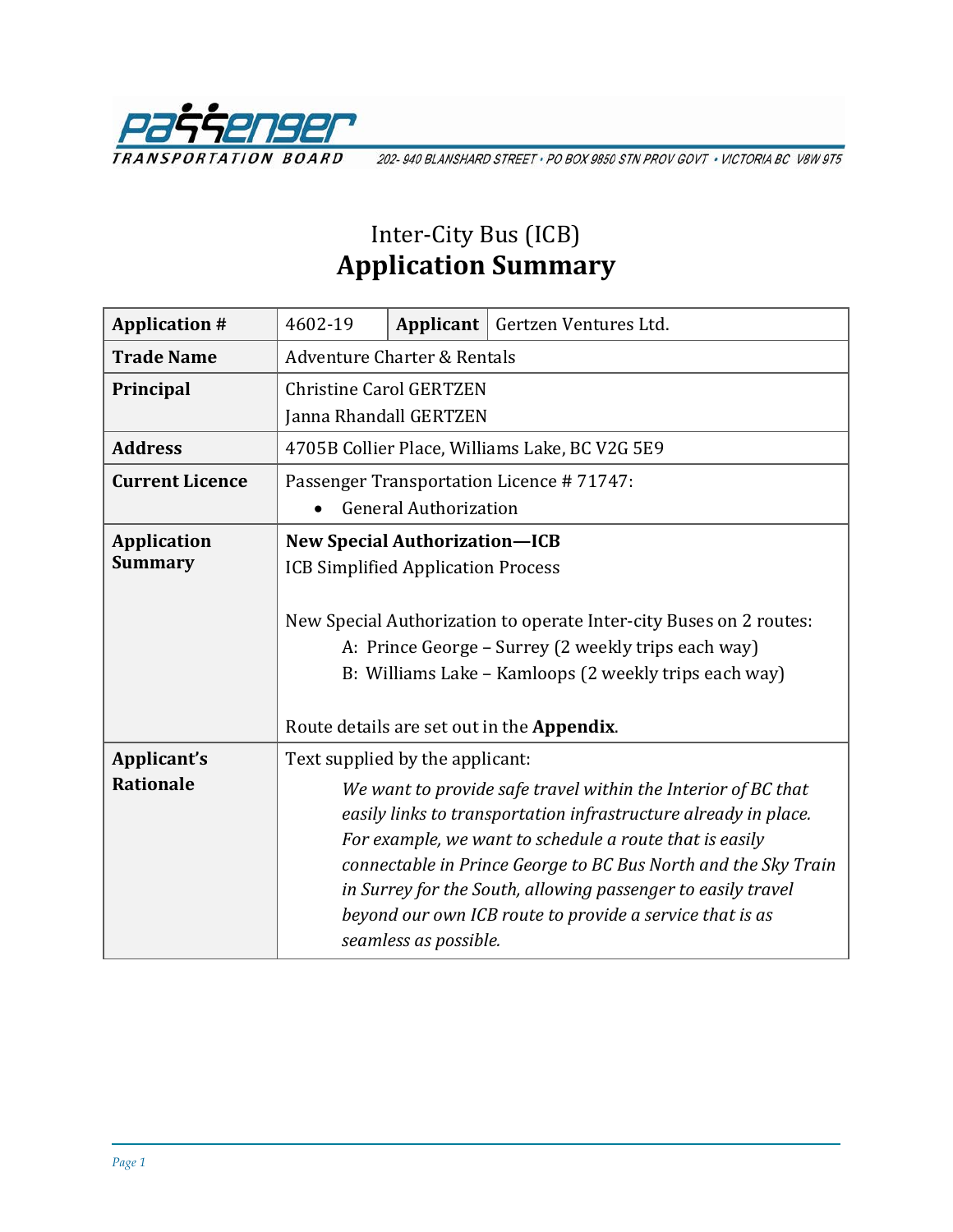PASSENGER TRANSPORTATION BOARD

202- 940 BLANSHARD STREET • PO BOX 9850 STN PROV GOVT • VICTORIA BC V8W 9T5

# Inter-City Bus (ICB)
# Application Summary

| | | | |
|---|---|---|---|
| **Application #** | 4602-19 | **Applicant** | Gertzen Ventures Ltd. |
| **Trade Name** | Adventure Charter & Rentals | | |
| **Principal** | Christine Carol GERTZEN<br>Janna Rhandall GERTZEN | | |
| **Address** | 4705B Collier Place, Williams Lake, BC V2G 5E9 | | |
| **Current Licence** | Passenger Transportation Licence # 71747:<br>• General Authorization | | |
| **Application Summary** | **New Special Authorization—ICB**<br>ICB Simplified Application Process<br><br>New Special Authorization to operate Inter-city Buses on 2 routes:<br>A: Prince George – Surrey (2 weekly trips each way)<br>B: Williams Lake – Kamloops (2 weekly trips each way)<br><br>Route details are set out in the **Appendix**. | | |
| **Applicant's Rationale** | Text supplied by the applicant:<br>*We want to provide safe travel within the Interior of BC that easily links to transportation infrastructure already in place. For example, we want to schedule a route that is easily connectable in Prince George to BC Bus North and the Sky Train in Surrey for the South, allowing passenger to easily travel beyond our own ICB route to provide a service that is as seamless as possible.* | | |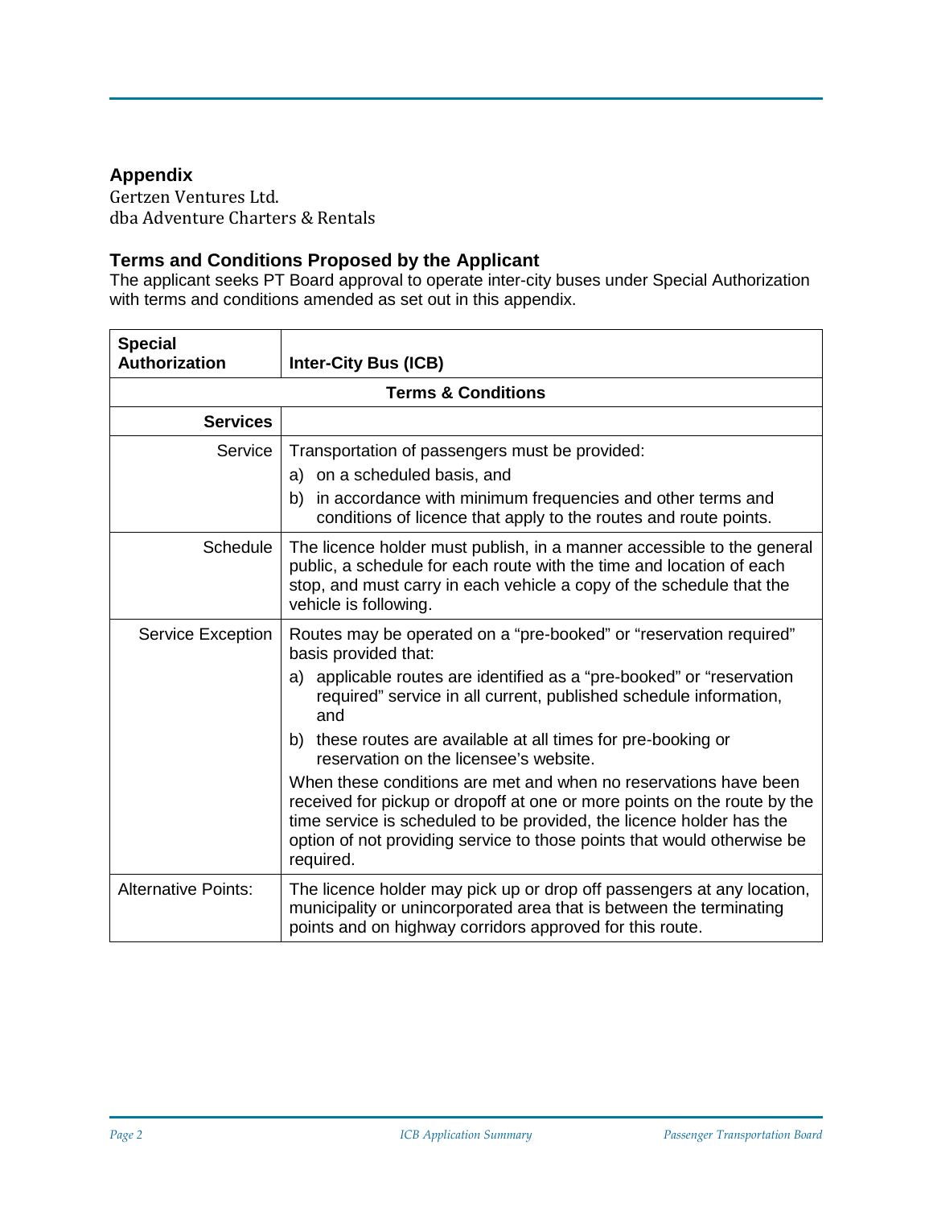## Appendix

Gertzen Ventures Ltd.
dba Adventure Charters & Rentals

### Terms and Conditions Proposed by the Applicant

The applicant seeks PT Board approval to operate inter-city buses under Special Authorization with terms and conditions amended as set out in this appendix.

| **Special Authorization** | **Inter-City Bus (ICB)** |
|---|---|
| **Terms & Conditions** | |
| **Services** | |
| Service | Transportation of passengers must be provided:<br>a) on a scheduled basis, and<br>b) in accordance with minimum frequencies and other terms and conditions of licence that apply to the routes and route points. |
| Schedule | The licence holder must publish, in a manner accessible to the general public, a schedule for each route with the time and location of each stop, and must carry in each vehicle a copy of the schedule that the vehicle is following. |
| Service Exception | Routes may be operated on a "pre-booked" or "reservation required" basis provided that:<br>a) applicable routes are identified as a "pre-booked" or "reservation required" service in all current, published schedule information, and<br>b) these routes are available at all times for pre-booking or reservation on the licensee's website.<br>When these conditions are met and when no reservations have been received for pickup or dropoff at one or more points on the route by the time service is scheduled to be provided, the licence holder has the option of not providing service to those points that would otherwise be required. |
| Alternative Points: | The licence holder may pick up or drop off passengers at any location, municipality or unincorporated area that is between the terminating points and on highway corridors approved for this route. |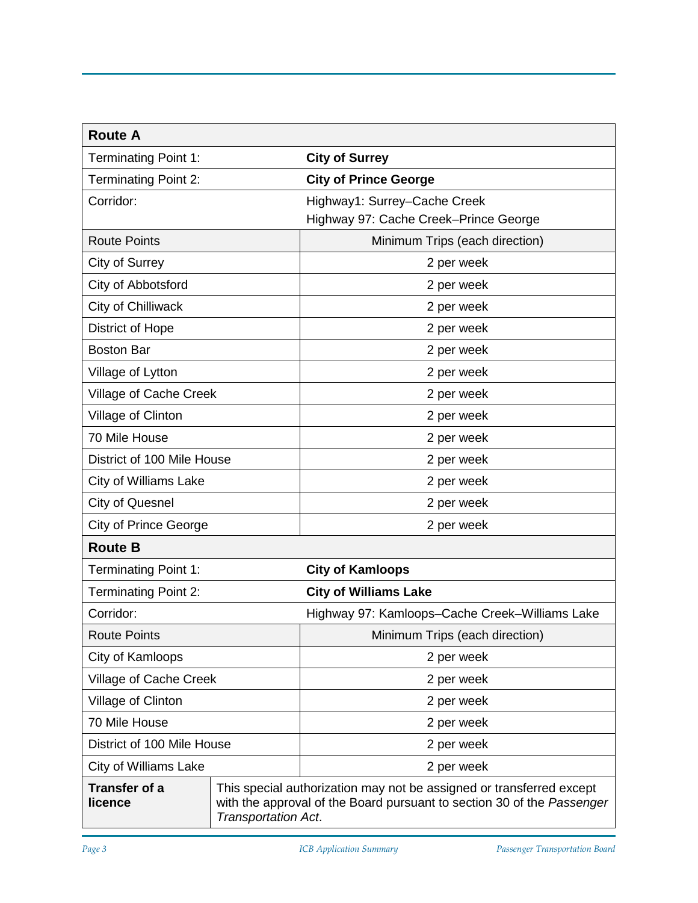| Route A | |
|---|---|
| Terminating Point 1: | **City of Surrey** |
| Terminating Point 2: | **City of Prince George** |
| Corridor: | Highway1: Surrey–Cache Creek<br>Highway 97: Cache Creek–Prince George |
| Route Points | Minimum Trips (each direction) |
| City of Surrey | 2 per week |
| City of Abbotsford | 2 per week |
| City of Chilliwack | 2 per week |
| District of Hope | 2 per week |
| Boston Bar | 2 per week |
| Village of Lytton | 2 per week |
| Village of Cache Creek | 2 per week |
| Village of Clinton | 2 per week |
| 70 Mile House | 2 per week |
| District of 100 Mile House | 2 per week |
| City of Williams Lake | 2 per week |
| City of Quesnel | 2 per week |
| City of Prince George | 2 per week |
| **Route B** | |
| Terminating Point 1: | **City of Kamloops** |
| Terminating Point 2: | **City of Williams Lake** |
| Corridor: | Highway 97: Kamloops–Cache Creek–Williams Lake |
| Route Points | Minimum Trips (each direction) |
| City of Kamloops | 2 per week |
| Village of Cache Creek | 2 per week |
| Village of Clinton | 2 per week |
| 70 Mile House | 2 per week |
| District of 100 Mile House | 2 per week |
| City of Williams Lake | 2 per week |
| **Transfer of a licence** | This special authorization may not be assigned or transferred except with the approval of the Board pursuant to section 30 of the *Passenger Transportation Act*. |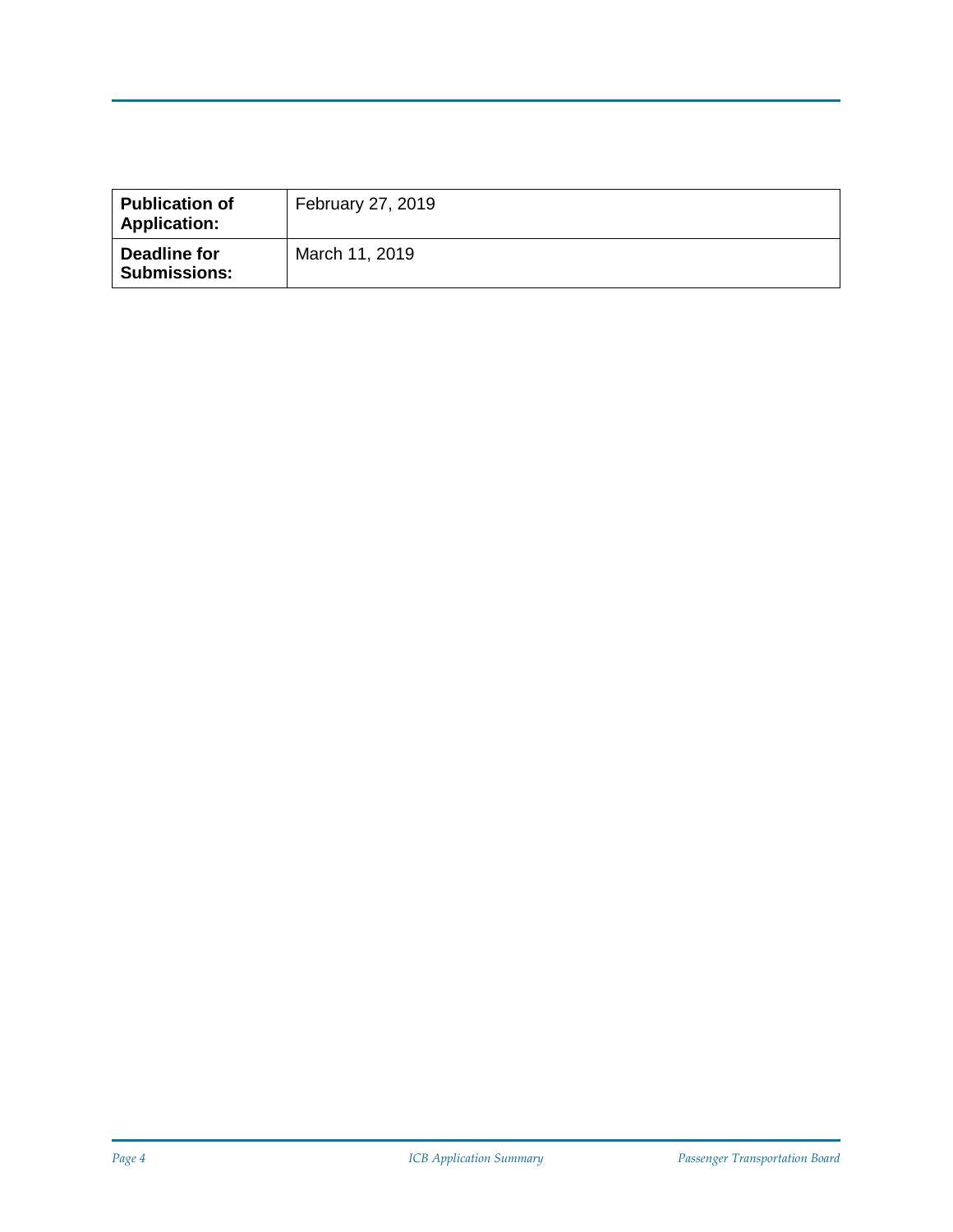| | |
|---|---|
| **Publication of Application:** | February 27, 2019 |
| **Deadline for Submissions:** | March 11, 2019 |